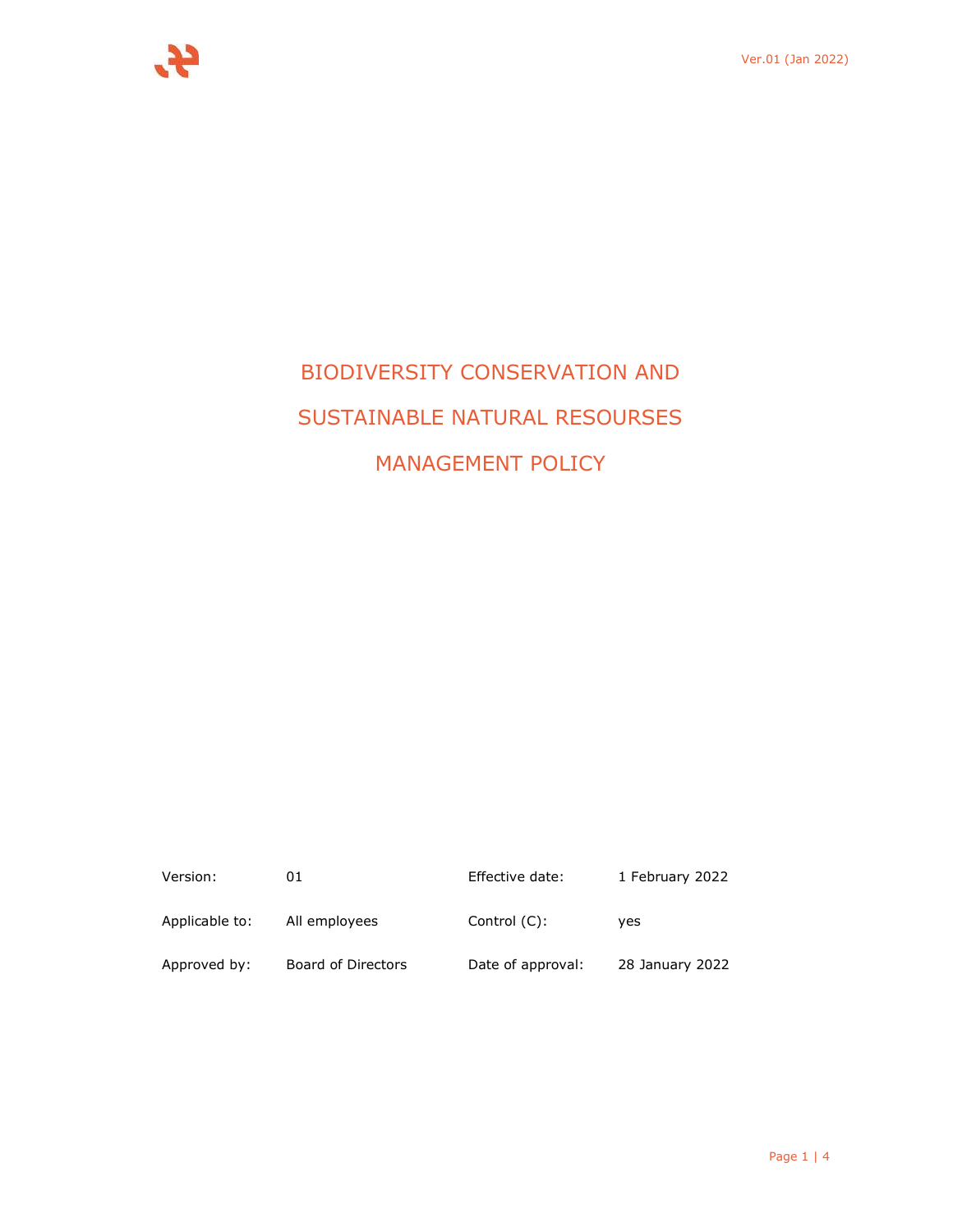# BIODIVERSITY CONSERVATION AND SUSTAINABLE NATURAL RESOURSES MANAGEMENT POLICY

| | | | |
|---|---|---|---|
| Version: | 01 | Effective date: | 1 February 2022 |
| Applicable to: | All employees | Control (C): | yes |
| Approved by: | Board of Directors | Date of approval: | 28 January 2022 |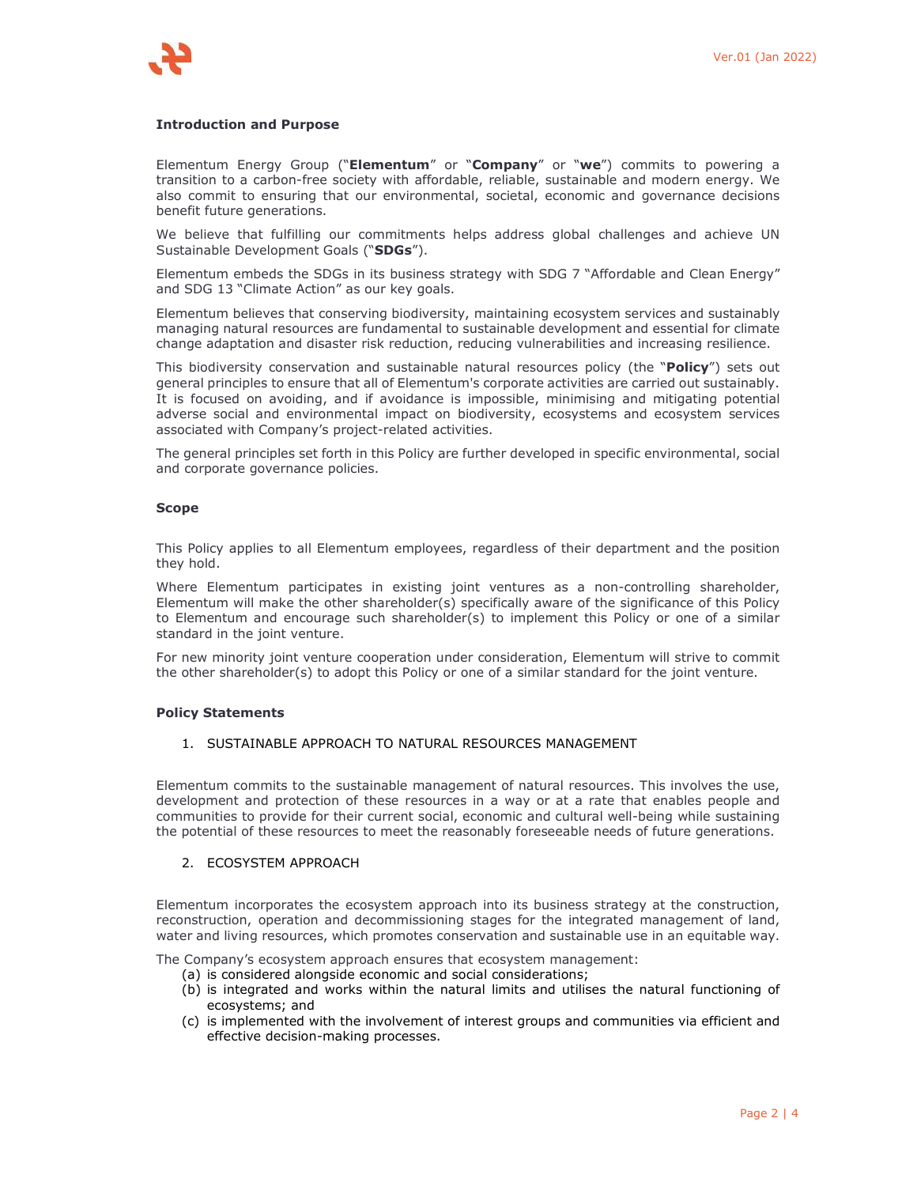### Introduction and Purpose

Elementum Energy Group ("**Elementum**" or "**Company**" or "**we**") commits to powering a transition to a carbon-free society with affordable, reliable, sustainable and modern energy. We also commit to ensuring that our environmental, societal, economic and governance decisions benefit future generations.

We believe that fulfilling our commitments helps address global challenges and achieve UN Sustainable Development Goals ("**SDGs**").

Elementum embeds the SDGs in its business strategy with SDG 7 "Affordable and Clean Energy" and SDG 13 "Climate Action" as our key goals.

Elementum believes that conserving biodiversity, maintaining ecosystem services and sustainably managing natural resources are fundamental to sustainable development and essential for climate change adaptation and disaster risk reduction, reducing vulnerabilities and increasing resilience.

This biodiversity conservation and sustainable natural resources policy (the "**Policy**") sets out general principles to ensure that all of Elementum's corporate activities are carried out sustainably. It is focused on avoiding, and if avoidance is impossible, minimising and mitigating potential adverse social and environmental impact on biodiversity, ecosystems and ecosystem services associated with Company's project-related activities.

The general principles set forth in this Policy are further developed in specific environmental, social and corporate governance policies.

### Scope

This Policy applies to all Elementum employees, regardless of their department and the position they hold.

Where Elementum participates in existing joint ventures as a non-controlling shareholder, Elementum will make the other shareholder(s) specifically aware of the significance of this Policy to Elementum and encourage such shareholder(s) to implement this Policy or one of a similar standard in the joint venture.

For new minority joint venture cooperation under consideration, Elementum will strive to commit the other shareholder(s) to adopt this Policy or one of a similar standard for the joint venture.

### Policy Statements

1. SUSTAINABLE APPROACH TO NATURAL RESOURCES MANAGEMENT

Elementum commits to the sustainable management of natural resources. This involves the use, development and protection of these resources in a way or at a rate that enables people and communities to provide for their current social, economic and cultural well-being while sustaining the potential of these resources to meet the reasonably foreseeable needs of future generations.

2. ECOSYSTEM APPROACH

Elementum incorporates the ecosystem approach into its business strategy at the construction, reconstruction, operation and decommissioning stages for the integrated management of land, water and living resources, which promotes conservation and sustainable use in an equitable way.

The Company's ecosystem approach ensures that ecosystem management:

(a) is considered alongside economic and social considerations;
(b) is integrated and works within the natural limits and utilises the natural functioning of ecosystems; and
(c) is implemented with the involvement of interest groups and communities via efficient and effective decision-making processes.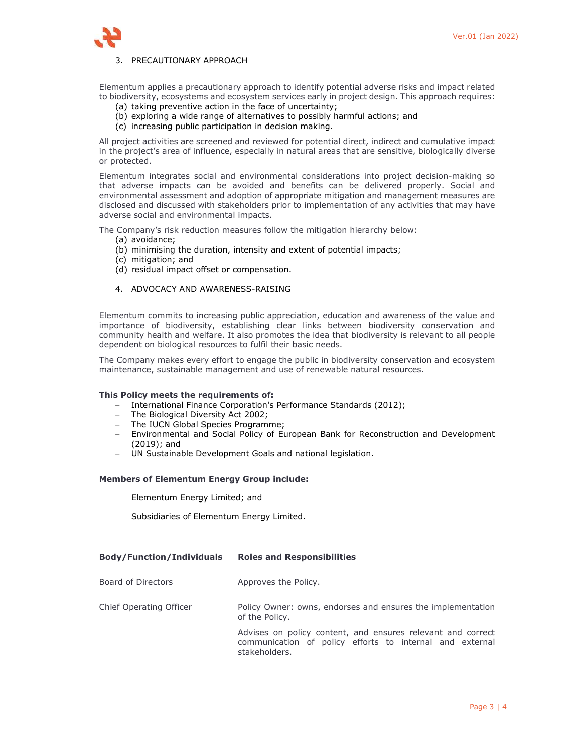## 3. PRECAUTIONARY APPROACH

Elementum applies a precautionary approach to identify potential adverse risks and impact related to biodiversity, ecosystems and ecosystem services early in project design. This approach requires:

(a) taking preventive action in the face of uncertainty;
(b) exploring a wide range of alternatives to possibly harmful actions; and
(c) increasing public participation in decision making.

All project activities are screened and reviewed for potential direct, indirect and cumulative impact in the project's area of influence, especially in natural areas that are sensitive, biologically diverse or protected.

Elementum integrates social and environmental considerations into project decision-making so that adverse impacts can be avoided and benefits can be delivered properly. Social and environmental assessment and adoption of appropriate mitigation and management measures are disclosed and discussed with stakeholders prior to implementation of any activities that may have adverse social and environmental impacts.

The Company's risk reduction measures follow the mitigation hierarchy below:

(a) avoidance;
(b) minimising the duration, intensity and extent of potential impacts;
(c) mitigation; and
(d) residual impact offset or compensation.

## 4. ADVOCACY AND AWARENESS-RAISING

Elementum commits to increasing public appreciation, education and awareness of the value and importance of biodiversity, establishing clear links between biodiversity conservation and community health and welfare. It also promotes the idea that biodiversity is relevant to all people dependent on biological resources to fulfil their basic needs.

The Company makes every effort to engage the public in biodiversity conservation and ecosystem maintenance, sustainable management and use of renewable natural resources.

**This Policy meets the requirements of:**

- International Finance Corporation's Performance Standards (2012);
- The Biological Diversity Act 2002;
- The IUCN Global Species Programme;
- Environmental and Social Policy of European Bank for Reconstruction and Development (2019); and
- UN Sustainable Development Goals and national legislation.

**Members of Elementum Energy Group include:**

Elementum Energy Limited; and

Subsidiaries of Elementum Energy Limited.

| **Body/Function/Individuals** | **Roles and Responsibilities** |
| --- | --- |
| Board of Directors | Approves the Policy. |
| Chief Operating Officer | Policy Owner: owns, endorses and ensures the implementation of the Policy.<br><br>Advises on policy content, and ensures relevant and correct communication of policy efforts to internal and external stakeholders. |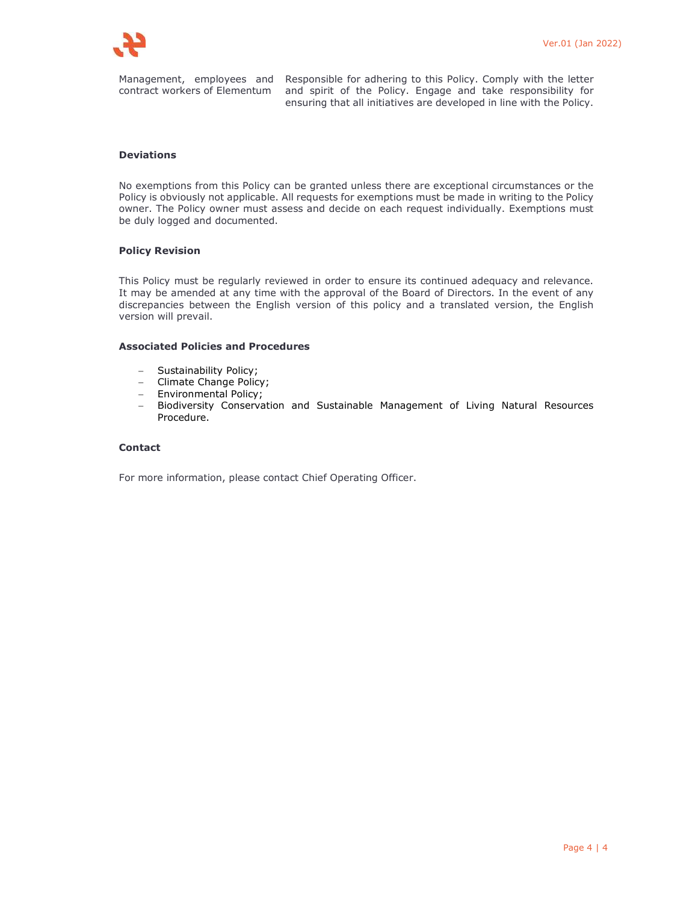| | |
|---|---|
| Management, employees and contract workers of Elementum | Responsible for adhering to this Policy. Comply with the letter and spirit of the Policy. Engage and take responsibility for ensuring that all initiatives are developed in line with the Policy. |

**Deviations**

No exemptions from this Policy can be granted unless there are exceptional circumstances or the Policy is obviously not applicable. All requests for exemptions must be made in writing to the Policy owner. The Policy owner must assess and decide on each request individually. Exemptions must be duly logged and documented.

**Policy Revision**

This Policy must be regularly reviewed in order to ensure its continued adequacy and relevance. It may be amended at any time with the approval of the Board of Directors. In the event of any discrepancies between the English version of this policy and a translated version, the English version will prevail.

**Associated Policies and Procedures**

- Sustainability Policy;
- Climate Change Policy;
- Environmental Policy;
- Biodiversity Conservation and Sustainable Management of Living Natural Resources Procedure.

**Contact**

For more information, please contact Chief Operating Officer.